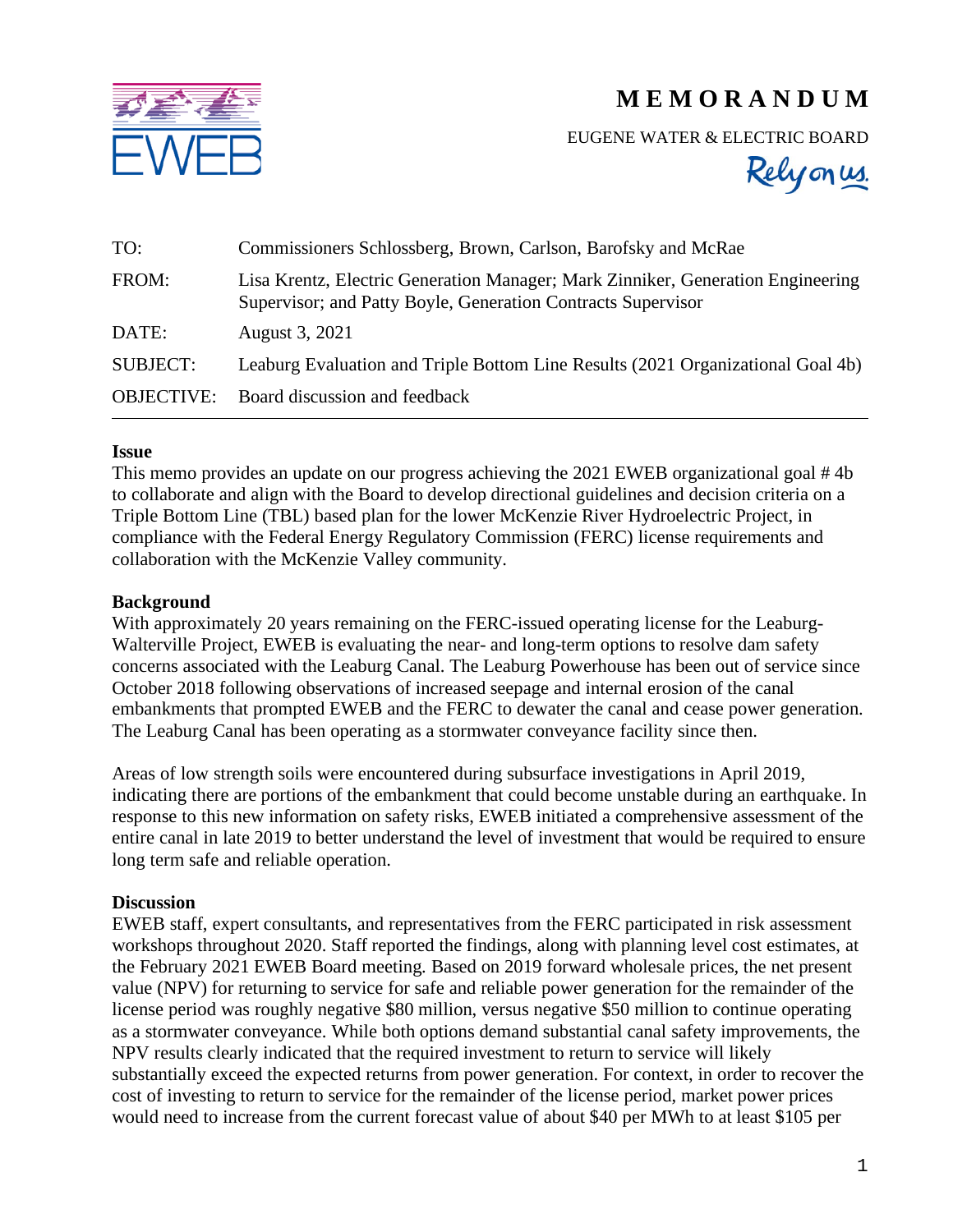# MEMORANDUM

EUGENE WATER & ELECTRIC BOARD

Rely on us.

| | |
|---|---|
| TO: | Commissioners Schlossberg, Brown, Carlson, Barofsky and McRae |
| FROM: | Lisa Krentz, Electric Generation Manager; Mark Zinniker, Generation Engineering Supervisor; and Patty Boyle, Generation Contracts Supervisor |
| DATE: | August 3, 2021 |
| SUBJECT: | Leaburg Evaluation and Triple Bottom Line Results (2021 Organizational Goal 4b) |
| OBJECTIVE: | Board discussion and feedback |

**Issue**

This memo provides an update on our progress achieving the 2021 EWEB organizational goal # 4b to collaborate and align with the Board to develop directional guidelines and decision criteria on a Triple Bottom Line (TBL) based plan for the lower McKenzie River Hydroelectric Project, in compliance with the Federal Energy Regulatory Commission (FERC) license requirements and collaboration with the McKenzie Valley community.

**Background**

With approximately 20 years remaining on the FERC-issued operating license for the Leaburg-Walterville Project, EWEB is evaluating the near- and long-term options to resolve dam safety concerns associated with the Leaburg Canal. The Leaburg Powerhouse has been out of service since October 2018 following observations of increased seepage and internal erosion of the canal embankments that prompted EWEB and the FERC to dewater the canal and cease power generation. The Leaburg Canal has been operating as a stormwater conveyance facility since then.

Areas of low strength soils were encountered during subsurface investigations in April 2019, indicating there are portions of the embankment that could become unstable during an earthquake. In response to this new information on safety risks, EWEB initiated a comprehensive assessment of the entire canal in late 2019 to better understand the level of investment that would be required to ensure long term safe and reliable operation.

**Discussion**

EWEB staff, expert consultants, and representatives from the FERC participated in risk assessment workshops throughout 2020. Staff reported the findings, along with planning level cost estimates, at the February 2021 EWEB Board meeting. Based on 2019 forward wholesale prices, the net present value (NPV) for returning to service for safe and reliable power generation for the remainder of the license period was roughly negative $80 million, versus negative $50 million to continue operating as a stormwater conveyance. While both options demand substantial canal safety improvements, the NPV results clearly indicated that the required investment to return to service will likely substantially exceed the expected returns from power generation. For context, in order to recover the cost of investing to return to service for the remainder of the license period, market power prices would need to increase from the current forecast value of about $40 per MWh to at least $105 per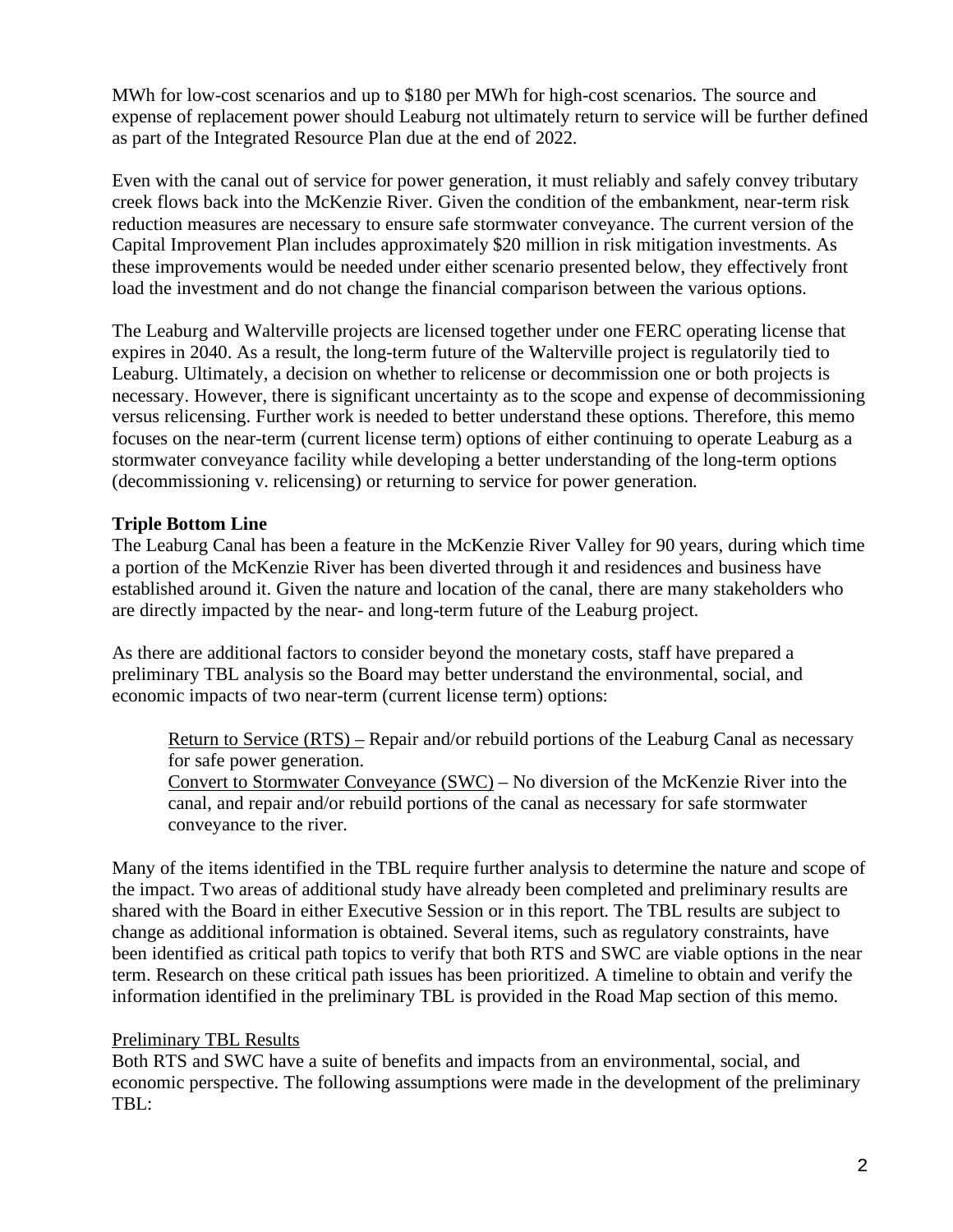MWh for low-cost scenarios and up to $180 per MWh for high-cost scenarios. The source and expense of replacement power should Leaburg not ultimately return to service will be further defined as part of the Integrated Resource Plan due at the end of 2022.

Even with the canal out of service for power generation, it must reliably and safely convey tributary creek flows back into the McKenzie River. Given the condition of the embankment, near-term risk reduction measures are necessary to ensure safe stormwater conveyance. The current version of the Capital Improvement Plan includes approximately $20 million in risk mitigation investments. As these improvements would be needed under either scenario presented below, they effectively front load the investment and do not change the financial comparison between the various options.

The Leaburg and Walterville projects are licensed together under one FERC operating license that expires in 2040. As a result, the long-term future of the Walterville project is regulatorily tied to Leaburg. Ultimately, a decision on whether to relicense or decommission one or both projects is necessary. However, there is significant uncertainty as to the scope and expense of decommissioning versus relicensing. Further work is needed to better understand these options. Therefore, this memo focuses on the near-term (current license term) options of either continuing to operate Leaburg as a stormwater conveyance facility while developing a better understanding of the long-term options (decommissioning v. relicensing) or returning to service for power generation.

**Triple Bottom Line**

The Leaburg Canal has been a feature in the McKenzie River Valley for 90 years, during which time a portion of the McKenzie River has been diverted through it and residences and business have established around it. Given the nature and location of the canal, there are many stakeholders who are directly impacted by the near- and long-term future of the Leaburg project.

As there are additional factors to consider beyond the monetary costs, staff have prepared a preliminary TBL analysis so the Board may better understand the environmental, social, and economic impacts of two near-term (current license term) options:

Return to Service (RTS) – Repair and/or rebuild portions of the Leaburg Canal as necessary for safe power generation.

Convert to Stormwater Conveyance (SWC) – No diversion of the McKenzie River into the canal, and repair and/or rebuild portions of the canal as necessary for safe stormwater conveyance to the river.

Many of the items identified in the TBL require further analysis to determine the nature and scope of the impact. Two areas of additional study have already been completed and preliminary results are shared with the Board in either Executive Session or in this report. The TBL results are subject to change as additional information is obtained. Several items, such as regulatory constraints, have been identified as critical path topics to verify that both RTS and SWC are viable options in the near term. Research on these critical path issues has been prioritized. A timeline to obtain and verify the information identified in the preliminary TBL is provided in the Road Map section of this memo.

Preliminary TBL Results

Both RTS and SWC have a suite of benefits and impacts from an environmental, social, and economic perspective. The following assumptions were made in the development of the preliminary TBL: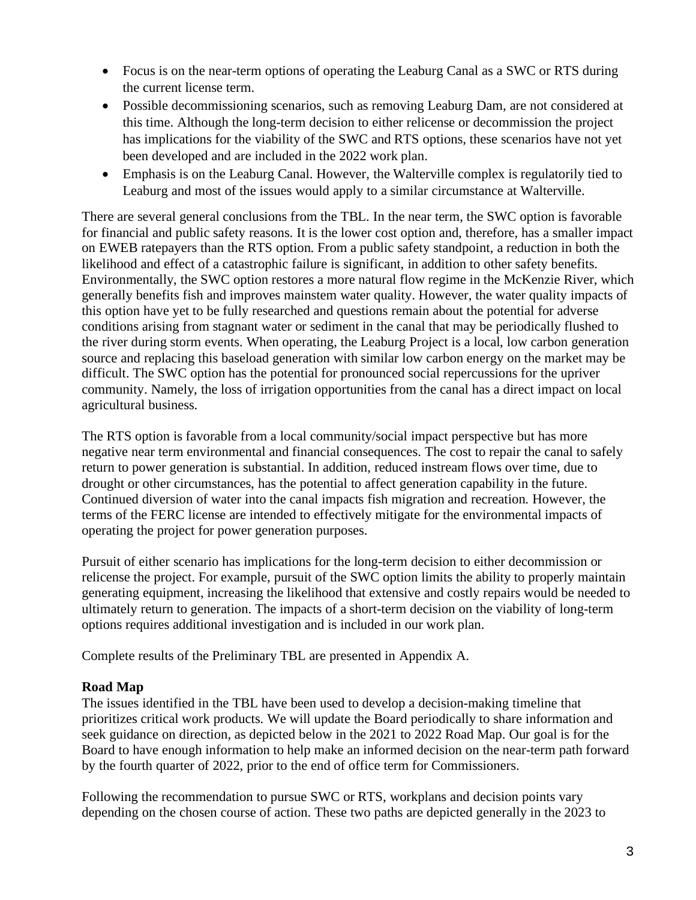- Focus is on the near-term options of operating the Leaburg Canal as a SWC or RTS during the current license term.
- Possible decommissioning scenarios, such as removing Leaburg Dam, are not considered at this time. Although the long-term decision to either relicense or decommission the project has implications for the viability of the SWC and RTS options, these scenarios have not yet been developed and are included in the 2022 work plan.
- Emphasis is on the Leaburg Canal. However, the Walterville complex is regulatorily tied to Leaburg and most of the issues would apply to a similar circumstance at Walterville.

There are several general conclusions from the TBL. In the near term, the SWC option is favorable for financial and public safety reasons. It is the lower cost option and, therefore, has a smaller impact on EWEB ratepayers than the RTS option. From a public safety standpoint, a reduction in both the likelihood and effect of a catastrophic failure is significant, in addition to other safety benefits. Environmentally, the SWC option restores a more natural flow regime in the McKenzie River, which generally benefits fish and improves mainstem water quality. However, the water quality impacts of this option have yet to be fully researched and questions remain about the potential for adverse conditions arising from stagnant water or sediment in the canal that may be periodically flushed to the river during storm events. When operating, the Leaburg Project is a local, low carbon generation source and replacing this baseload generation with similar low carbon energy on the market may be difficult. The SWC option has the potential for pronounced social repercussions for the upriver community. Namely, the loss of irrigation opportunities from the canal has a direct impact on local agricultural business.

The RTS option is favorable from a local community/social impact perspective but has more negative near term environmental and financial consequences. The cost to repair the canal to safely return to power generation is substantial. In addition, reduced instream flows over time, due to drought or other circumstances, has the potential to affect generation capability in the future. Continued diversion of water into the canal impacts fish migration and recreation. However, the terms of the FERC license are intended to effectively mitigate for the environmental impacts of operating the project for power generation purposes.

Pursuit of either scenario has implications for the long-term decision to either decommission or relicense the project. For example, pursuit of the SWC option limits the ability to properly maintain generating equipment, increasing the likelihood that extensive and costly repairs would be needed to ultimately return to generation. The impacts of a short-term decision on the viability of long-term options requires additional investigation and is included in our work plan.

Complete results of the Preliminary TBL are presented in Appendix A.

**Road Map**

The issues identified in the TBL have been used to develop a decision-making timeline that prioritizes critical work products. We will update the Board periodically to share information and seek guidance on direction, as depicted below in the 2021 to 2022 Road Map. Our goal is for the Board to have enough information to help make an informed decision on the near-term path forward by the fourth quarter of 2022, prior to the end of office term for Commissioners.

Following the recommendation to pursue SWC or RTS, workplans and decision points vary depending on the chosen course of action. These two paths are depicted generally in the 2023 to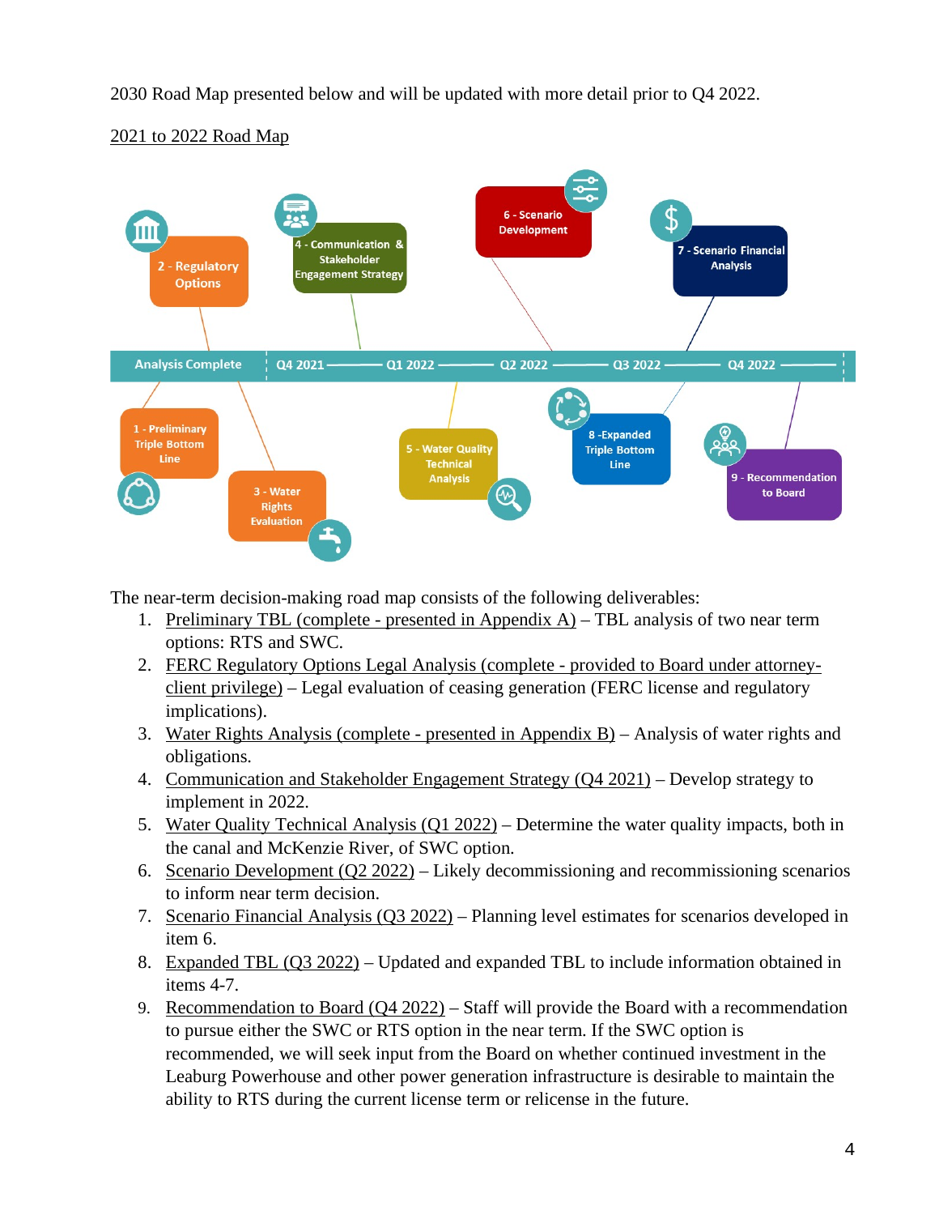2030 Road Map presented below and will be updated with more detail prior to Q4 2022.

2021 to 2022 Road Map

Analysis Complete | Q4 2021 | Q1 2022 | Q2 2022 | Q3 2022 | Q4 2022

1 - Preliminary Triple Bottom Line

2 - Regulatory Options

3 - Water Rights Evaluation

4 - Communication & Stakeholder Engagement Strategy

5 - Water Quality Technical Analysis

6 - Scenario Development

7 - Scenario Financial Analysis

8 -Expanded Triple Bottom Line

9 - Recommendation to Board

The near-term decision-making road map consists of the following deliverables:

1. Preliminary TBL (complete - presented in Appendix A) – TBL analysis of two near term options: RTS and SWC.
2. FERC Regulatory Options Legal Analysis (complete - provided to Board under attorney-client privilege) – Legal evaluation of ceasing generation (FERC license and regulatory implications).
3. Water Rights Analysis (complete - presented in Appendix B) – Analysis of water rights and obligations.
4. Communication and Stakeholder Engagement Strategy (Q4 2021) – Develop strategy to implement in 2022.
5. Water Quality Technical Analysis (Q1 2022) – Determine the water quality impacts, both in the canal and McKenzie River, of SWC option.
6. Scenario Development (Q2 2022) – Likely decommissioning and recommissioning scenarios to inform near term decision.
7. Scenario Financial Analysis (Q3 2022) – Planning level estimates for scenarios developed in item 6.
8. Expanded TBL (Q3 2022) – Updated and expanded TBL to include information obtained in items 4-7.
9. Recommendation to Board (Q4 2022) – Staff will provide the Board with a recommendation to pursue either the SWC or RTS option in the near term. If the SWC option is recommended, we will seek input from the Board on whether continued investment in the Leaburg Powerhouse and other power generation infrastructure is desirable to maintain the ability to RTS during the current license term or relicense in the future.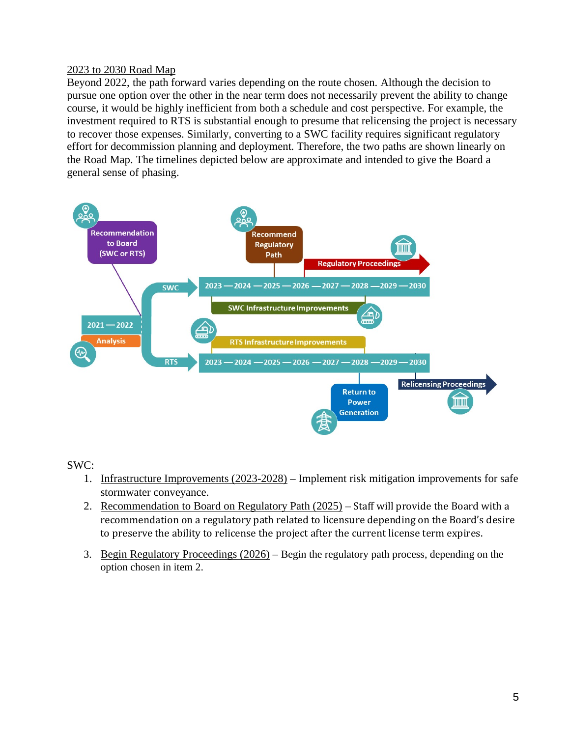2023 to 2030 Road Map

Beyond 2022, the path forward varies depending on the route chosen. Although the decision to pursue one option over the other in the near term does not necessarily prevent the ability to change course, it would be highly inefficient from both a schedule and cost perspective. For example, the investment required to RTS is substantial enough to presume that relicensing the project is necessary to recover those expenses. Similarly, converting to a SWC facility requires significant regulatory effort for decommission planning and deployment. Therefore, the two paths are shown linearly on the Road Map. The timelines depicted below are approximate and intended to give the Board a general sense of phasing.

Recommendation to Board (SWC or RTS)

2021 — 2022

Analysis

SWC

RTS

Recommend Regulatory Path

Regulatory Proceedings

2023 — 2024 — 2025 — 2026 — 2027 — 2028 — 2029 — 2030

SWC Infrastructure Improvements

RTS Infrastructure Improvements

2023 — 2024 — 2025 — 2026 — 2027 — 2028 — 2029 — 2030

Return to Power Generation

Relicensing Proceedings

SWC:

1. Infrastructure Improvements (2023-2028) – Implement risk mitigation improvements for safe stormwater conveyance.
2. Recommendation to Board on Regulatory Path (2025) – Staff will provide the Board with a recommendation on a regulatory path related to licensure depending on the Board's desire to preserve the ability to relicense the project after the current license term expires.
3. Begin Regulatory Proceedings (2026) – Begin the regulatory path process, depending on the option chosen in item 2.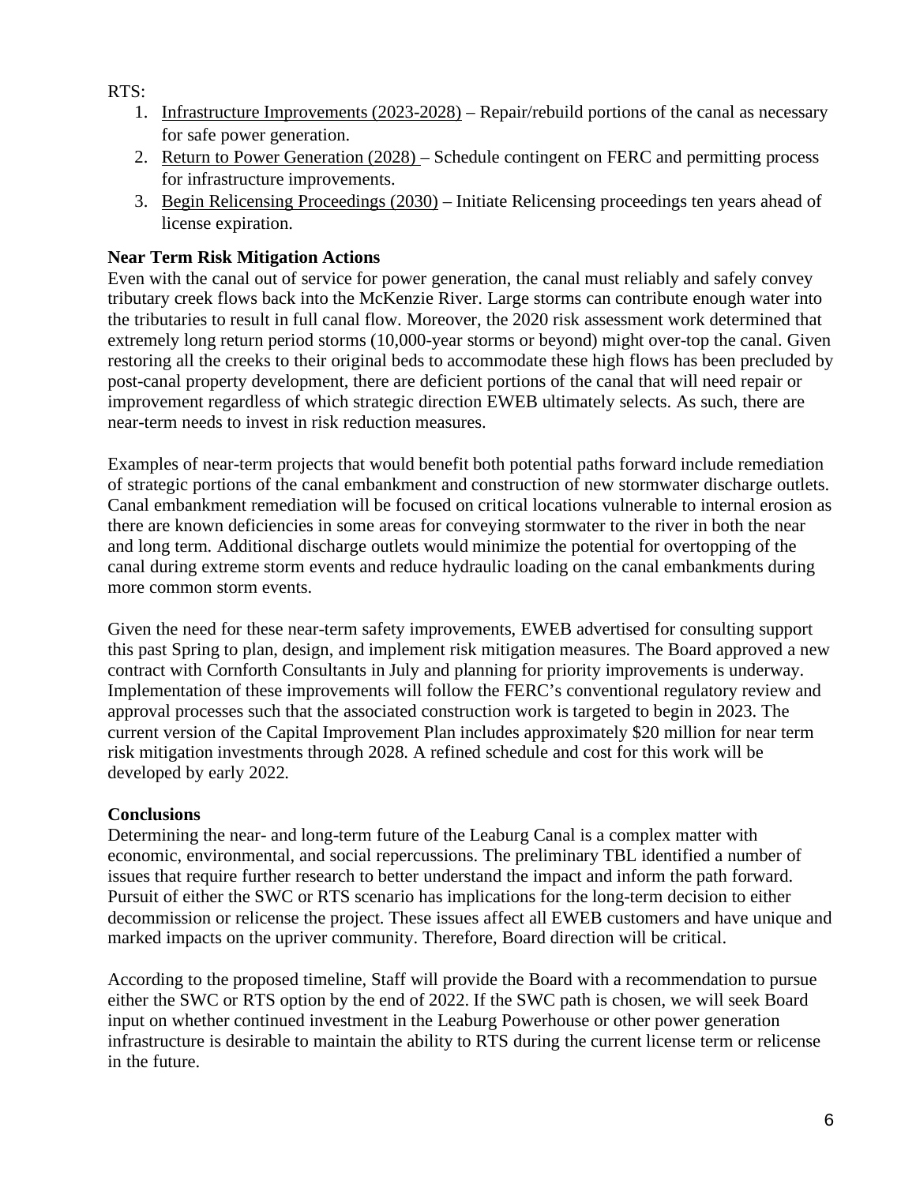RTS:

1. Infrastructure Improvements (2023-2028) – Repair/rebuild portions of the canal as necessary for safe power generation.
2. Return to Power Generation (2028) – Schedule contingent on FERC and permitting process for infrastructure improvements.
3. Begin Relicensing Proceedings (2030) – Initiate Relicensing proceedings ten years ahead of license expiration.

**Near Term Risk Mitigation Actions**

Even with the canal out of service for power generation, the canal must reliably and safely convey tributary creek flows back into the McKenzie River. Large storms can contribute enough water into the tributaries to result in full canal flow. Moreover, the 2020 risk assessment work determined that extremely long return period storms (10,000-year storms or beyond) might over-top the canal. Given restoring all the creeks to their original beds to accommodate these high flows has been precluded by post-canal property development, there are deficient portions of the canal that will need repair or improvement regardless of which strategic direction EWEB ultimately selects. As such, there are near-term needs to invest in risk reduction measures.

Examples of near-term projects that would benefit both potential paths forward include remediation of strategic portions of the canal embankment and construction of new stormwater discharge outlets. Canal embankment remediation will be focused on critical locations vulnerable to internal erosion as there are known deficiencies in some areas for conveying stormwater to the river in both the near and long term. Additional discharge outlets would minimize the potential for overtopping of the canal during extreme storm events and reduce hydraulic loading on the canal embankments during more common storm events.

Given the need for these near-term safety improvements, EWEB advertised for consulting support this past Spring to plan, design, and implement risk mitigation measures. The Board approved a new contract with Cornforth Consultants in July and planning for priority improvements is underway. Implementation of these improvements will follow the FERC's conventional regulatory review and approval processes such that the associated construction work is targeted to begin in 2023. The current version of the Capital Improvement Plan includes approximately $20 million for near term risk mitigation investments through 2028. A refined schedule and cost for this work will be developed by early 2022.

**Conclusions**

Determining the near- and long-term future of the Leaburg Canal is a complex matter with economic, environmental, and social repercussions. The preliminary TBL identified a number of issues that require further research to better understand the impact and inform the path forward. Pursuit of either the SWC or RTS scenario has implications for the long-term decision to either decommission or relicense the project. These issues affect all EWEB customers and have unique and marked impacts on the upriver community. Therefore, Board direction will be critical.

According to the proposed timeline, Staff will provide the Board with a recommendation to pursue either the SWC or RTS option by the end of 2022. If the SWC path is chosen, we will seek Board input on whether continued investment in the Leaburg Powerhouse or other power generation infrastructure is desirable to maintain the ability to RTS during the current license term or relicense in the future.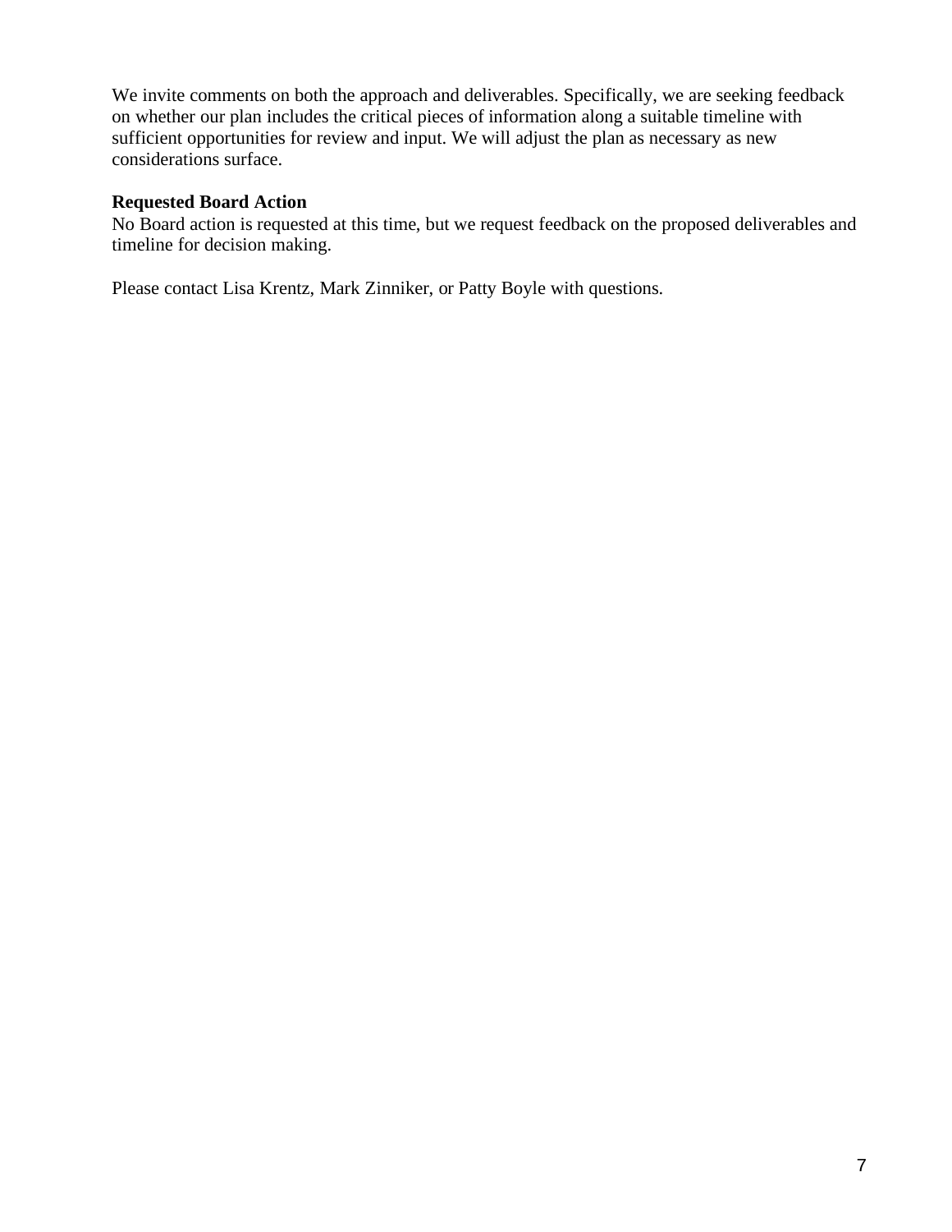We invite comments on both the approach and deliverables. Specifically, we are seeking feedback on whether our plan includes the critical pieces of information along a suitable timeline with sufficient opportunities for review and input. We will adjust the plan as necessary as new considerations surface.

**Requested Board Action**

No Board action is requested at this time, but we request feedback on the proposed deliverables and timeline for decision making.

Please contact Lisa Krentz, Mark Zinniker, or Patty Boyle with questions.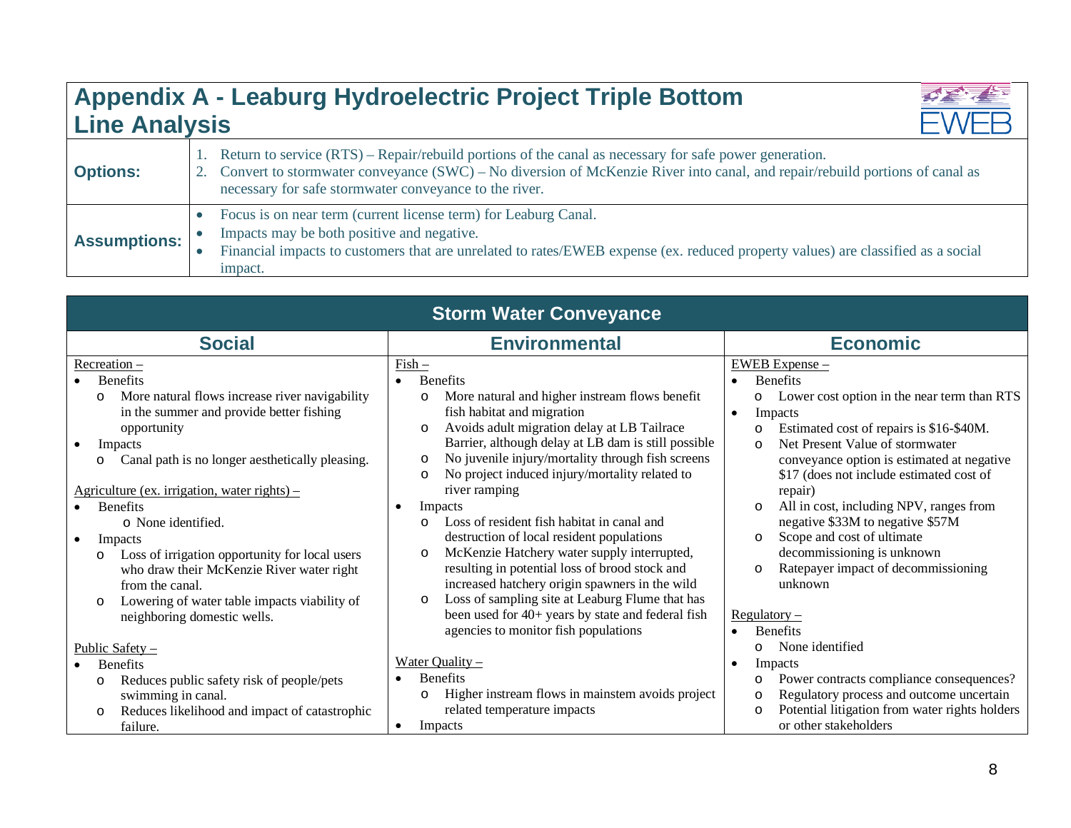# Appendix A - Leburg Hydroelectric Project Triple Bottom Line Analysis

| | |
|---|---|
| **Options:** | 1. Return to service (RTS) – Repair/rebuild portions of the canal as necessary for safe power generation.<br>2. Convert to stormwater conveyance (SWC) – No diversion of McKenzie River into canal, and repair/rebuild portions of canal as necessary for safe stormwater conveyance to the river. |
| **Assumptions:** | • Focus is on near term (current license term) for Leaburg Canal.<br>• Impacts may be both positive and negative.<br>• Financial impacts to customers that are unrelated to rates/EWEB expense (ex. reduced property values) are classified as a social impact. |

## Storm Water Conveyance

| Social | Environmental | Economic |
|---|---|---|
| <u>Recreation –</u><br>• Benefits<br>&nbsp;&nbsp;o More natural flows increase river navigability in the summer and provide better fishing opportunity<br>• Impacts<br>&nbsp;&nbsp;o Canal path is no longer aesthetically pleasing.<br><br><u>Agriculture (ex. irrigation, water rights) –</u><br>• Benefits<br>&nbsp;&nbsp;o None identified.<br>• Impacts<br>&nbsp;&nbsp;o Loss of irrigation opportunity for local users who draw their McKenzie River water right from the canal.<br>&nbsp;&nbsp;o Lowering of water table impacts viability of neighboring domestic wells.<br><br><u>Public Safety –</u><br>• Benefits<br>&nbsp;&nbsp;o Reduces public safety risk of people/pets swimming in canal.<br>&nbsp;&nbsp;o Reduces likelihood and impact of catastrophic failure. | <u>Fish –</u><br>• Benefits<br>&nbsp;&nbsp;o More natural and higher instream flows benefit fish habitat and migration<br>&nbsp;&nbsp;o Avoids adult migration delay at LB Tailrace Barrier, although delay at LB dam is still possible<br>&nbsp;&nbsp;o No juvenile injury/mortality through fish screens<br>&nbsp;&nbsp;o No project induced injury/mortality related to river ramping<br>• Impacts<br>&nbsp;&nbsp;o Loss of resident fish habitat in canal and destruction of local resident populations<br>&nbsp;&nbsp;o McKenzie Hatchery water supply interrupted, resulting in potential loss of brood stock and increased hatchery origin spawners in the wild<br>&nbsp;&nbsp;o Loss of sampling site at Leaburg Flume that has been used for 40+ years by state and federal fish agencies to monitor fish populations<br><br><u>Water Quality –</u><br>• Benefits<br>&nbsp;&nbsp;o Higher instream flows in mainstem avoids project related temperature impacts<br>• Impacts | <u>EWEB Expense –</u><br>• Benefits<br>&nbsp;&nbsp;o Lower cost option in the near term than RTS<br>• Impacts<br>&nbsp;&nbsp;o Estimated cost of repairs is \$16-\$40M.<br>&nbsp;&nbsp;o Net Present Value of stormwater conveyance option is estimated at negative \$17 (does not include estimated cost of repair)<br>&nbsp;&nbsp;o All in cost, including NPV, ranges from negative \$33M to negative \$57M<br>&nbsp;&nbsp;o Scope and cost of ultimate decommissioning is unknown<br>&nbsp;&nbsp;o Ratepayer impact of decommissioning unknown<br><br><u>Regulatory –</u><br>• Benefits<br>&nbsp;&nbsp;o None identified<br>• Impacts<br>&nbsp;&nbsp;o Power contracts compliance consequences?<br>&nbsp;&nbsp;o Regulatory process and outcome uncertain<br>&nbsp;&nbsp;o Potential litigation from water rights holders or other stakeholders |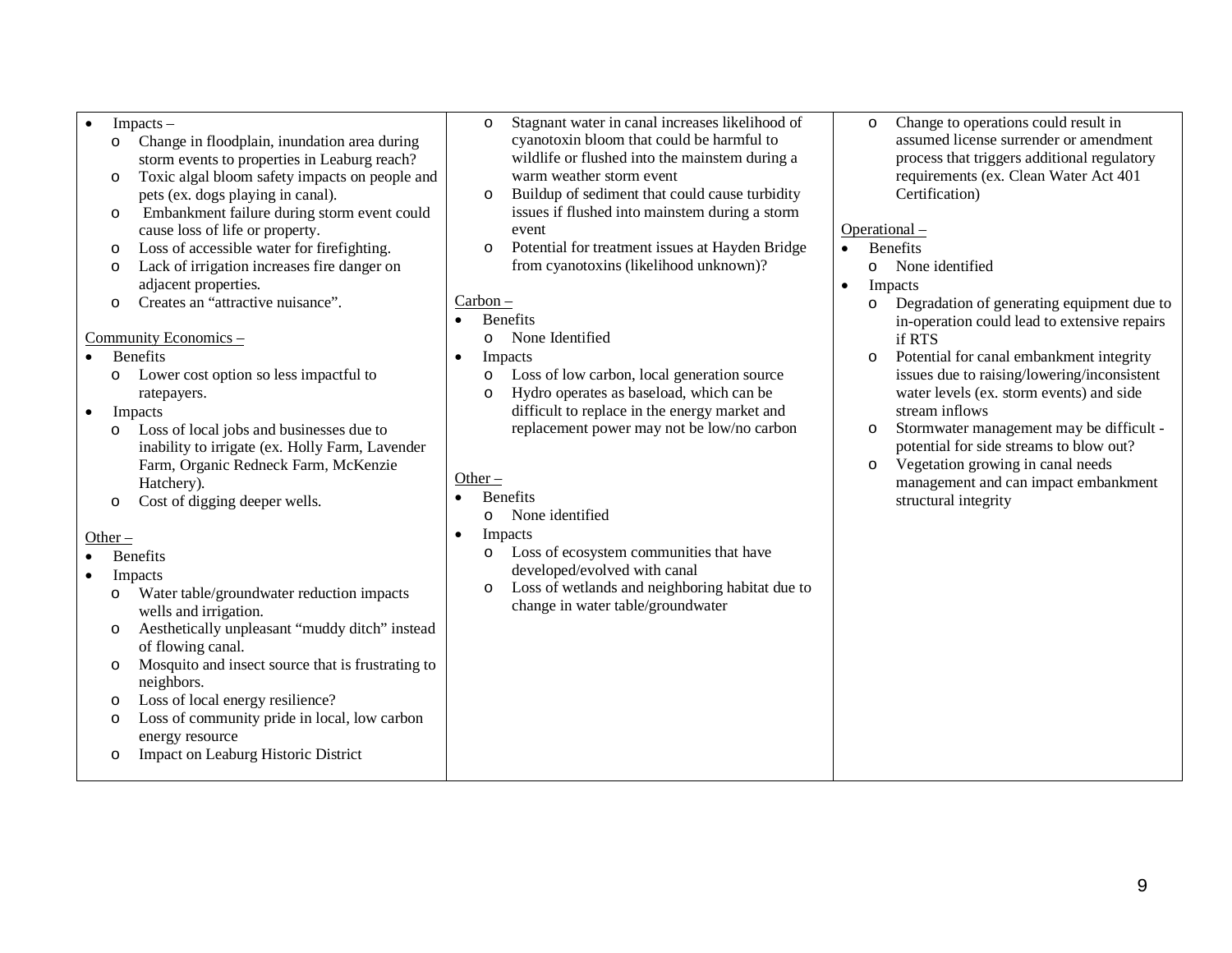- Impacts –
  - Change in floodplain, inundation area during storm events to properties in Leaburg reach?
  - Toxic algal bloom safety impacts on people and pets (ex. dogs playing in canal).
  - Embankment failure during storm event could cause loss of life or property.
  - Loss of accessible water for firefighting.
  - Lack of irrigation increases fire danger on adjacent properties.
  - Creates an “attractive nuisance”.

Community Economics –

- Benefits
  - Lower cost option so less impactful to ratepayers.
- Impacts
  - Loss of local jobs and businesses due to inability to irrigate (ex. Holly Farm, Lavender Farm, Organic Redneck Farm, McKenzie Hatchery).
  - Cost of digging deeper wells.

Other –

- Benefits
- Impacts
  - Water table/groundwater reduction impacts wells and irrigation.
  - Aesthetically unpleasant “muddy ditch” instead of flowing canal.
  - Mosquito and insect source that is frustrating to neighbors.
  - Loss of local energy resilience?
  - Loss of community pride in local, low carbon energy resource
  - Impact on Leaburg Historic District

---

- Stagnant water in canal increases likelihood of cyanotoxin bloom that could be harmful to wildlife or flushed into the mainstem during a warm weather storm event
- Buildup of sediment that could cause turbidity issues if flushed into mainstem during a storm event
- Potential for treatment issues at Hayden Bridge from cyanotoxins (likelihood unknown)?

Carbon –

- Benefits
  - None Identified
- Impacts
  - Loss of low carbon, local generation source
  - Hydro operates as baseload, which can be difficult to replace in the energy market and replacement power may not be low/no carbon

Other –

- Benefits
  - None identified
- Impacts
  - Loss of ecosystem communities that have developed/evolved with canal
  - Loss of wetlands and neighboring habitat due to change in water table/groundwater

---

- Change to operations could result in assumed license surrender or amendment process that triggers additional regulatory requirements (ex. Clean Water Act 401 Certification)

Operational –

- Benefits
  - None identified
- Impacts
  - Degradation of generating equipment due to in-operation could lead to extensive repairs if RTS
  - Potential for canal embankment integrity issues due to raising/lowering/inconsistent water levels (ex. storm events) and side stream inflows
  - Stormwater management may be difficult - potential for side streams to blow out?
  - Vegetation growing in canal needs management and can impact embankment structural integrity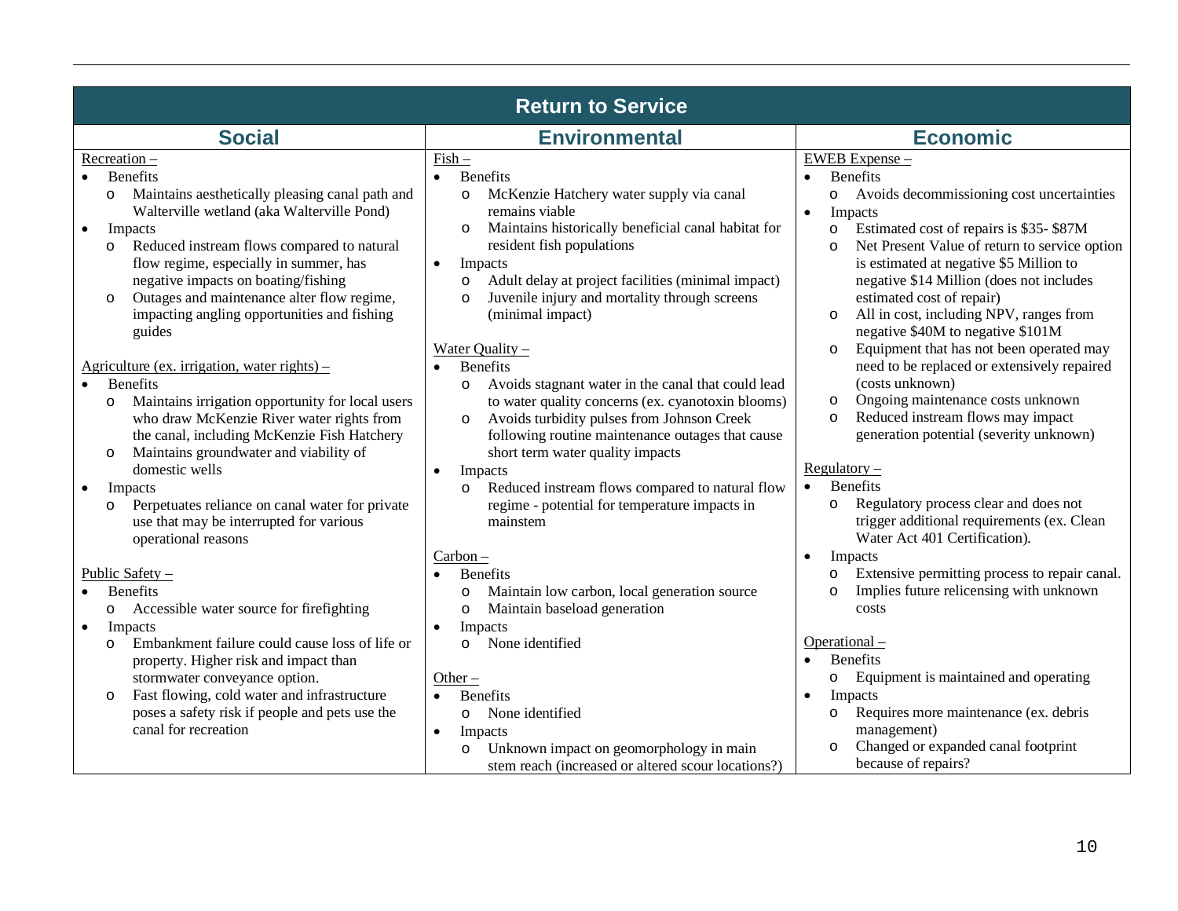## Return to Service

### Social

Recreation –

- Benefits
  - Maintains aesthetically pleasing canal path and Walterville wetland (aka Walterville Pond)
- Impacts
  - Reduced instream flows compared to natural flow regime, especially in summer, has negative impacts on boating/fishing
  - Outages and maintenance alter flow regime, impacting angling opportunities and fishing guides

Agriculture (ex. irrigation, water rights) –

- Benefits
  - Maintains irrigation opportunity for local users who draw McKenzie River water rights from the canal, including McKenzie Fish Hatchery
  - Maintains groundwater and viability of domestic wells
- Impacts
  - Perpetuates reliance on canal water for private use that may be interrupted for various operational reasons

Public Safety –

- Benefits
  - Accessible water source for firefighting
- Impacts
  - Embankment failure could cause loss of life or property. Higher risk and impact than stormwater conveyance option.
  - Fast flowing, cold water and infrastructure poses a safety risk if people and pets use the canal for recreation

### Environmental

Fish –

- Benefits
  - McKenzie Hatchery water supply via canal remains viable
  - Maintains historically beneficial canal habitat for resident fish populations
- Impacts
  - Adult delay at project facilities (minimal impact)
  - Juvenile injury and mortality through screens (minimal impact)

Water Quality –

- Benefits
  - Avoids stagnant water in the canal that could lead to water quality concerns (ex. cyanotoxin blooms)
  - Avoids turbidity pulses from Johnson Creek following routine maintenance outages that cause short term water quality impacts
- Impacts
  - Reduced instream flows compared to natural flow regime - potential for temperature impacts in mainstem

Carbon –

- Benefits
  - Maintain low carbon, local generation source
  - Maintain baseload generation
- Impacts
  - None identified

Other –

- Benefits
  - None identified
- Impacts
  - Unknown impact on geomorphology in main stem reach (increased or altered scour locations?)

### Economic

EWEB Expense –

- Benefits
  - Avoids decommissioning cost uncertainties
- Impacts
  - Estimated cost of repairs is $35- $87M
  - Net Present Value of return to service option is estimated at negative $5 Million to negative $14 Million (does not includes estimated cost of repair)
  - All in cost, including NPV, ranges from negative $40M to negative $101M
  - Equipment that has not been operated may need to be replaced or extensively repaired (costs unknown)
  - Ongoing maintenance costs unknown
  - Reduced instream flows may impact generation potential (severity unknown)

Regulatory –

- Benefits
  - Regulatory process clear and does not trigger additional requirements (ex. Clean Water Act 401 Certification).
- Impacts
  - Extensive permitting process to repair canal.
  - Implies future relicensing with unknown costs

Operational –

- Benefits
  - Equipment is maintained and operating
- Impacts
  - Requires more maintenance (ex. debris management)
  - Changed or expanded canal footprint because of repairs?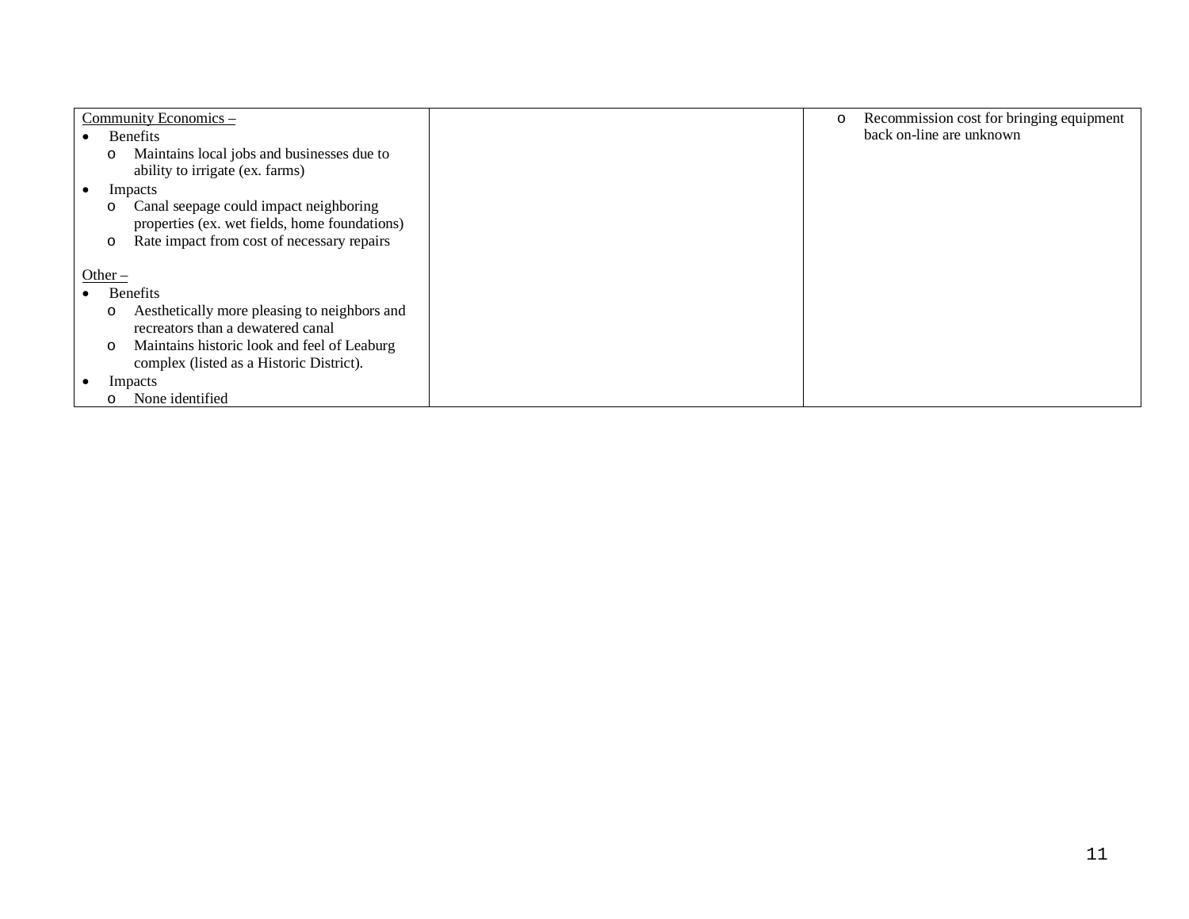| | | |
|---|---|---|
| <u>Community Economics –</u><br>• Benefits<br>  o Maintains local jobs and businesses due to ability to irrigate (ex. farms)<br>• Impacts<br>  o Canal seepage could impact neighboring properties (ex. wet fields, home foundations)<br>  o Rate impact from cost of necessary repairs<br><br><u>Other –</u><br>• Benefits<br>  o Aesthetically more pleasing to neighbors and recreators than a dewatered canal<br>  o Maintains historic look and feel of Leaburg complex (listed as a Historic District).<br>• Impacts<br>  o None identified | | o Recommission cost for bringing equipment back on-line are unknown |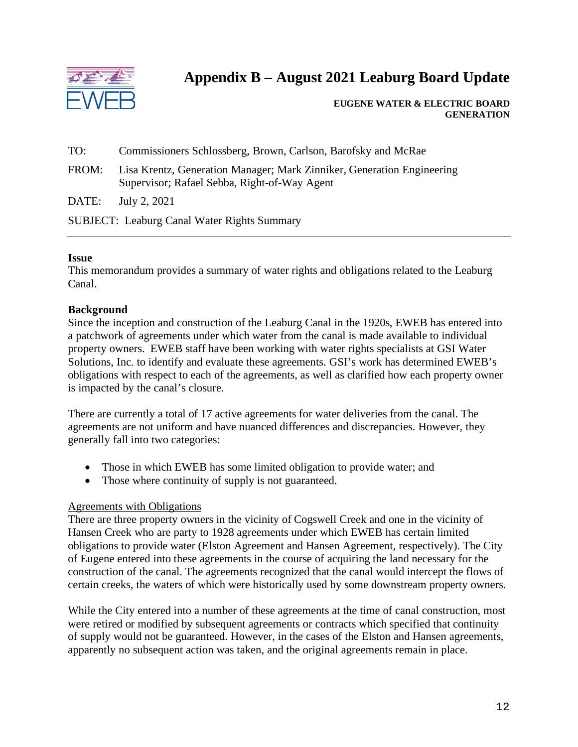# Appendix B – August 2021 Leaburg Board Update

**EUGENE WATER & ELECTRIC BOARD**
**GENERATION**

TO: Commissioners Schlossberg, Brown, Carlson, Barofsky and McRae

FROM: Lisa Krentz, Generation Manager; Mark Zinniker, Generation Engineering Supervisor; Rafael Sebba, Right-of-Way Agent

DATE: July 2, 2021

SUBJECT: Leaburg Canal Water Rights Summary

---

**Issue**

This memorandum provides a summary of water rights and obligations related to the Leaburg Canal.

**Background**

Since the inception and construction of the Leaburg Canal in the 1920s, EWEB has entered into a patchwork of agreements under which water from the canal is made available to individual property owners. EWEB staff have been working with water rights specialists at GSI Water Solutions, Inc. to identify and evaluate these agreements. GSI's work has determined EWEB's obligations with respect to each of the agreements, as well as clarified how each property owner is impacted by the canal's closure.

There are currently a total of 17 active agreements for water deliveries from the canal. The agreements are not uniform and have nuanced differences and discrepancies. However, they generally fall into two categories:

- Those in which EWEB has some limited obligation to provide water; and
- Those where continuity of supply is not guaranteed.

<u>Agreements with Obligations</u>

There are three property owners in the vicinity of Cogswell Creek and one in the vicinity of Hansen Creek who are party to 1928 agreements under which EWEB has certain limited obligations to provide water (Elston Agreement and Hansen Agreement, respectively). The City of Eugene entered into these agreements in the course of acquiring the land necessary for the construction of the canal. The agreements recognized that the canal would intercept the flows of certain creeks, the waters of which were historically used by some downstream property owners.

While the City entered into a number of these agreements at the time of canal construction, most were retired or modified by subsequent agreements or contracts which specified that continuity of supply would not be guaranteed. However, in the cases of the Elston and Hansen agreements, apparently no subsequent action was taken, and the original agreements remain in place.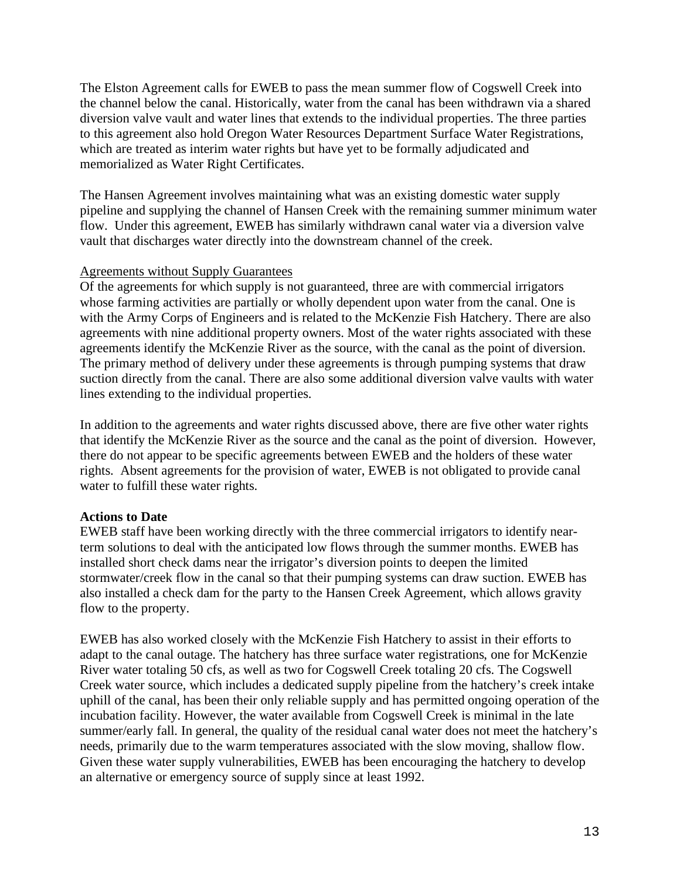The Elston Agreement calls for EWEB to pass the mean summer flow of Cogswell Creek into the channel below the canal. Historically, water from the canal has been withdrawn via a shared diversion valve vault and water lines that extends to the individual properties. The three parties to this agreement also hold Oregon Water Resources Department Surface Water Registrations, which are treated as interim water rights but have yet to be formally adjudicated and memorialized as Water Right Certificates.

The Hansen Agreement involves maintaining what was an existing domestic water supply pipeline and supplying the channel of Hansen Creek with the remaining summer minimum water flow. Under this agreement, EWEB has similarly withdrawn canal water via a diversion valve vault that discharges water directly into the downstream channel of the creek.

Agreements without Supply Guarantees

Of the agreements for which supply is not guaranteed, three are with commercial irrigators whose farming activities are partially or wholly dependent upon water from the canal. One is with the Army Corps of Engineers and is related to the McKenzie Fish Hatchery. There are also agreements with nine additional property owners. Most of the water rights associated with these agreements identify the McKenzie River as the source, with the canal as the point of diversion. The primary method of delivery under these agreements is through pumping systems that draw suction directly from the canal. There are also some additional diversion valve vaults with water lines extending to the individual properties.

In addition to the agreements and water rights discussed above, there are five other water rights that identify the McKenzie River as the source and the canal as the point of diversion. However, there do not appear to be specific agreements between EWEB and the holders of these water rights. Absent agreements for the provision of water, EWEB is not obligated to provide canal water to fulfill these water rights.

**Actions to Date**

EWEB staff have been working directly with the three commercial irrigators to identify near-term solutions to deal with the anticipated low flows through the summer months. EWEB has installed short check dams near the irrigator's diversion points to deepen the limited stormwater/creek flow in the canal so that their pumping systems can draw suction. EWEB has also installed a check dam for the party to the Hansen Creek Agreement, which allows gravity flow to the property.

EWEB has also worked closely with the McKenzie Fish Hatchery to assist in their efforts to adapt to the canal outage. The hatchery has three surface water registrations, one for McKenzie River water totaling 50 cfs, as well as two for Cogswell Creek totaling 20 cfs. The Cogswell Creek water source, which includes a dedicated supply pipeline from the hatchery's creek intake uphill of the canal, has been their only reliable supply and has permitted ongoing operation of the incubation facility. However, the water available from Cogswell Creek is minimal in the late summer/early fall. In general, the quality of the residual canal water does not meet the hatchery's needs, primarily due to the warm temperatures associated with the slow moving, shallow flow. Given these water supply vulnerabilities, EWEB has been encouraging the hatchery to develop an alternative or emergency source of supply since at least 1992.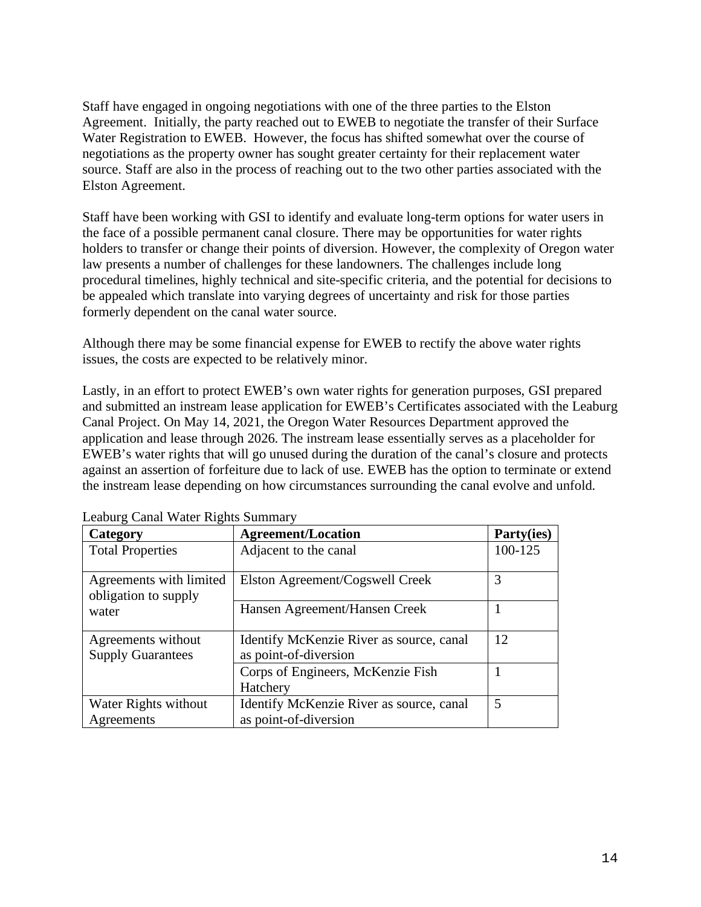Staff have engaged in ongoing negotiations with one of the three parties to the Elston Agreement. Initially, the party reached out to EWEB to negotiate the transfer of their Surface Water Registration to EWEB. However, the focus has shifted somewhat over the course of negotiations as the property owner has sought greater certainty for their replacement water source. Staff are also in the process of reaching out to the two other parties associated with the Elston Agreement.

Staff have been working with GSI to identify and evaluate long-term options for water users in the face of a possible permanent canal closure. There may be opportunities for water rights holders to transfer or change their points of diversion. However, the complexity of Oregon water law presents a number of challenges for these landowners. The challenges include long procedural timelines, highly technical and site-specific criteria, and the potential for decisions to be appealed which translate into varying degrees of uncertainty and risk for those parties formerly dependent on the canal water source.

Although there may be some financial expense for EWEB to rectify the above water rights issues, the costs are expected to be relatively minor.

Lastly, in an effort to protect EWEB's own water rights for generation purposes, GSI prepared and submitted an instream lease application for EWEB's Certificates associated with the Leaburg Canal Project. On May 14, 2021, the Oregon Water Resources Department approved the application and lease through 2026. The instream lease essentially serves as a placeholder for EWEB's water rights that will go unused during the duration of the canal's closure and protects against an assertion of forfeiture due to lack of use. EWEB has the option to terminate or extend the instream lease depending on how circumstances surrounding the canal evolve and unfold.

Leaburg Canal Water Rights Summary

| **Category** | **Agreement/Location** | **Party(ies)** |
|---|---|---|
| Total Properties | Adjacent to the canal | 100-125 |
| Agreements with limited obligation to supply water | Elston Agreement/Cogswell Creek | 3 |
| | Hansen Agreement/Hansen Creek | 1 |
| Agreements without Supply Guarantees | Identify McKenzie River as source, canal as point-of-diversion | 12 |
| | Corps of Engineers, McKenzie Fish Hatchery | 1 |
| Water Rights without Agreements | Identify McKenzie River as source, canal as point-of-diversion | 5 |